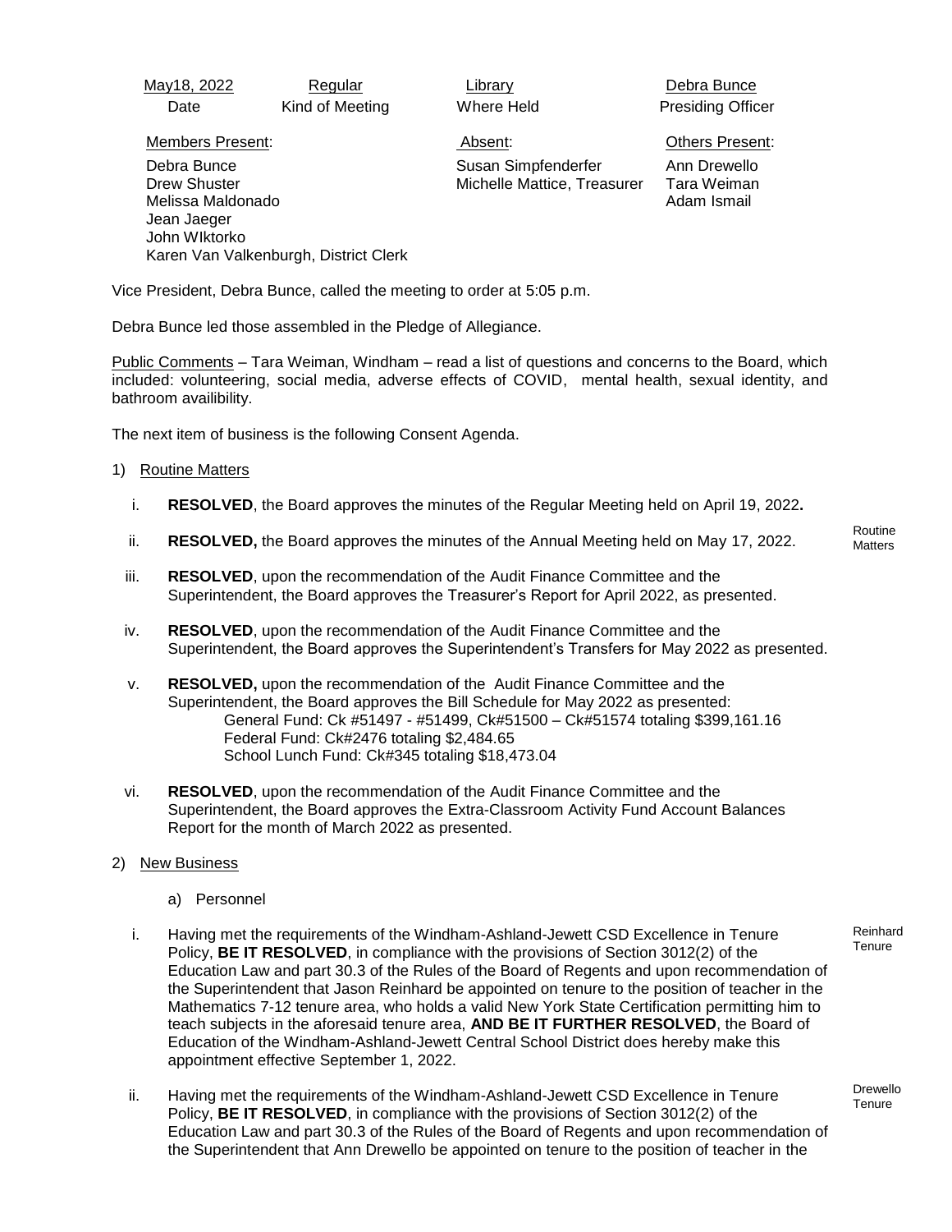| May18, 2022 | Regular | Library | Debra Bunce |
|---|---|---|---|
| Date | Kind of Meeting | Where Held | Presiding Officer |

| Members Present: | Absent: | Others Present: |
|---|---|---|
| Debra Bunce | Susan Simpfenderfer | Ann Drewello |
| Drew Shuster | Michelle Mattice, Treasurer | Tara Weiman |
| Melissa Maldonado | | Adam Ismail |
| Jean Jaeger | | |
| John WIktorko | | |
| Karen Van Valkenburgh, District Clerk | | |

Vice President, Debra Bunce, called the meeting to order at 5:05 p.m.

Debra Bunce led those assembled in the Pledge of Allegiance.

Public Comments – Tara Weiman, Windham – read a list of questions and concerns to the Board, which included: volunteering, social media, adverse effects of COVID, mental health, sexual identity, and bathroom availibility.

The next item of business is the following Consent Agenda.

1) Routine Matters

Routine Matters

i. **RESOLVED**, the Board approves the minutes of the Regular Meeting held on April 19, 2022**.**

ii. **RESOLVED,** the Board approves the minutes of the Annual Meeting held on May 17, 2022.

iii. **RESOLVED**, upon the recommendation of the Audit Finance Committee and the Superintendent, the Board approves the Treasurer's Report for April 2022, as presented.

iv. **RESOLVED**, upon the recommendation of the Audit Finance Committee and the Superintendent, the Board approves the Superintendent's Transfers for May 2022 as presented.

v. **RESOLVED,** upon the recommendation of the Audit Finance Committee and the Superintendent, the Board approves the Bill Schedule for May 2022 as presented:
General Fund: Ck #51497 - #51499, Ck#51500 – Ck#51574 totaling $399,161.16
Federal Fund: Ck#2476 totaling $2,484.65
School Lunch Fund: Ck#345 totaling $18,473.04

vi. **RESOLVED**, upon the recommendation of the Audit Finance Committee and the Superintendent, the Board approves the Extra-Classroom Activity Fund Account Balances Report for the month of March 2022 as presented.

2) New Business

a) Personnel

Reinhard Tenure

i. Having met the requirements of the Windham-Ashland-Jewett CSD Excellence in Tenure Policy, **BE IT RESOLVED**, in compliance with the provisions of Section 3012(2) of the Education Law and part 30.3 of the Rules of the Board of Regents and upon recommendation of the Superintendent that Jason Reinhard be appointed on tenure to the position of teacher in the Mathematics 7-12 tenure area, who holds a valid New York State Certification permitting him to teach subjects in the aforesaid tenure area, **AND BE IT FURTHER RESOLVED**, the Board of Education of the Windham-Ashland-Jewett Central School District does hereby make this appointment effective September 1, 2022.

Drewello Tenure

ii. Having met the requirements of the Windham-Ashland-Jewett CSD Excellence in Tenure Policy, **BE IT RESOLVED**, in compliance with the provisions of Section 3012(2) of the Education Law and part 30.3 of the Rules of the Board of Regents and upon recommendation of the Superintendent that Ann Drewello be appointed on tenure to the position of teacher in the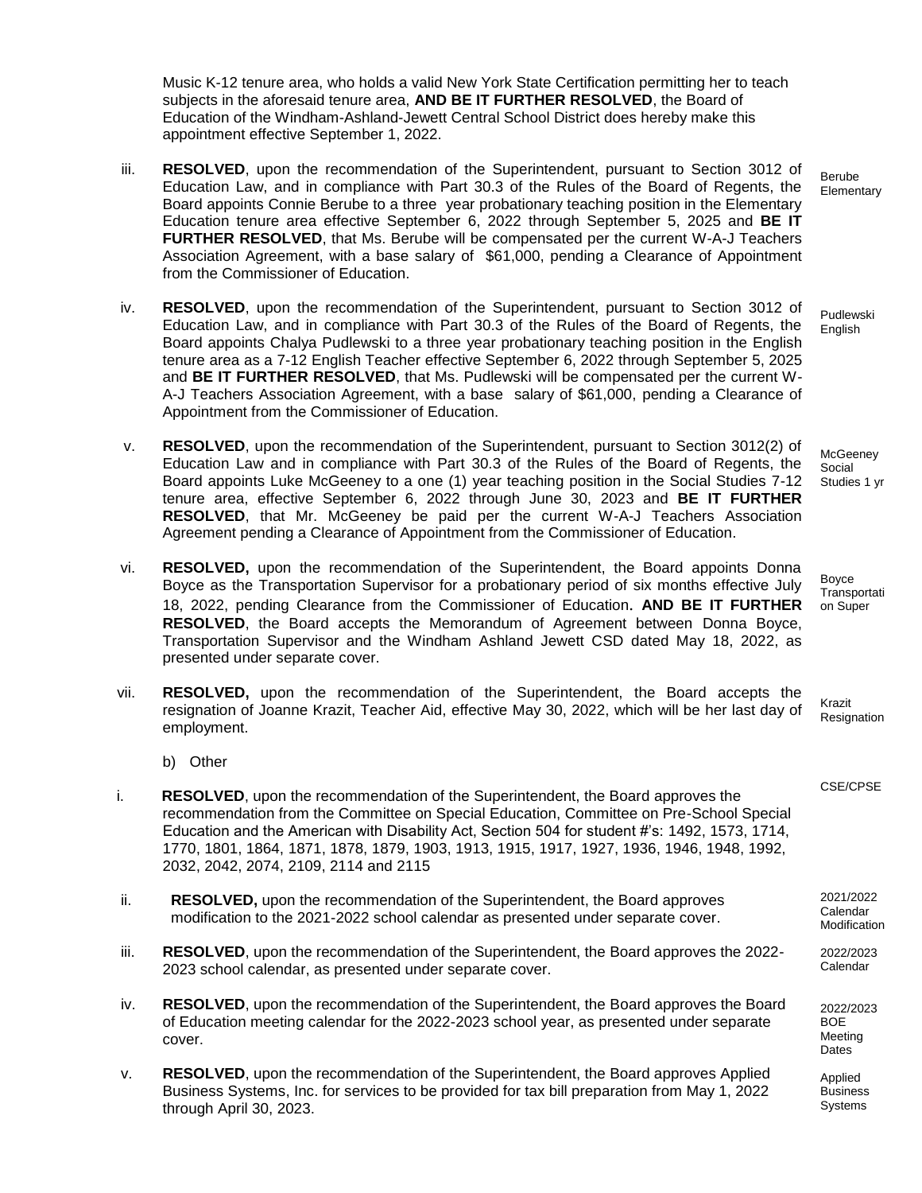Music K-12 tenure area, who holds a valid New York State Certification permitting her to teach subjects in the aforesaid tenure area, **AND BE IT FURTHER RESOLVED**, the Board of Education of the Windham-Ashland-Jewett Central School District does hereby make this appointment effective September 1, 2022.

iii. **RESOLVED**, upon the recommendation of the Superintendent, pursuant to Section 3012 of Education Law, and in compliance with Part 30.3 of the Rules of the Board of Regents, the Board appoints Connie Berube to a three year probationary teaching position in the Elementary Education tenure area effective September 6, 2022 through September 5, 2025 and **BE IT FURTHER RESOLVED**, that Ms. Berube will be compensated per the current W-A-J Teachers Association Agreement, with a base salary of $61,000, pending a Clearance of Appointment from the Commissioner of Education.

Berube Elementary

iv. **RESOLVED**, upon the recommendation of the Superintendent, pursuant to Section 3012 of Education Law, and in compliance with Part 30.3 of the Rules of the Board of Regents, the Board appoints Chalya Pudlewski to a three year probationary teaching position in the English tenure area as a 7-12 English Teacher effective September 6, 2022 through September 5, 2025 and **BE IT FURTHER RESOLVED**, that Ms. Pudlewski will be compensated per the current W-A-J Teachers Association Agreement, with a base salary of $61,000, pending a Clearance of Appointment from the Commissioner of Education.

Pudlewski English

v. **RESOLVED**, upon the recommendation of the Superintendent, pursuant to Section 3012(2) of Education Law and in compliance with Part 30.3 of the Rules of the Board of Regents, the Board appoints Luke McGeeney to a one (1) year teaching position in the Social Studies 7-12 tenure area, effective September 6, 2022 through June 30, 2023 and **BE IT FURTHER RESOLVED**, that Mr. McGeeney be paid per the current W-A-J Teachers Association Agreement pending a Clearance of Appointment from the Commissioner of Education.

McGeeney Social Studies 1 yr

vi. **RESOLVED,** upon the recommendation of the Superintendent, the Board appoints Donna Boyce as the Transportation Supervisor for a probationary period of six months effective July 18, 2022, pending Clearance from the Commissioner of Education. **AND BE IT FURTHER RESOLVED**, the Board accepts the Memorandum of Agreement between Donna Boyce, Transportation Supervisor and the Windham Ashland Jewett CSD dated May 18, 2022, as presented under separate cover.

Boyce Transportation Super

vii. **RESOLVED,** upon the recommendation of the Superintendent, the Board accepts the resignation of Joanne Krazit, Teacher Aid, effective May 30, 2022, which will be her last day of employment.

Krazit Resignation

b) Other

i. **RESOLVED**, upon the recommendation of the Superintendent, the Board approves the recommendation from the Committee on Special Education, Committee on Pre-School Special Education and the American with Disability Act, Section 504 for student #'s: 1492, 1573, 1714, 1770, 1801, 1864, 1871, 1878, 1879, 1903, 1913, 1915, 1917, 1927, 1936, 1946, 1948, 1992, 2032, 2042, 2074, 2109, 2114 and 2115

CSE/CPSE

ii. **RESOLVED,** upon the recommendation of the Superintendent, the Board approves modification to the 2021-2022 school calendar as presented under separate cover.

2021/2022 Calendar Modification

iii. **RESOLVED**, upon the recommendation of the Superintendent, the Board approves the 2022-2023 school calendar, as presented under separate cover.

2022/2023 Calendar

iv. **RESOLVED**, upon the recommendation of the Superintendent, the Board approves the Board of Education meeting calendar for the 2022-2023 school year, as presented under separate cover.

2022/2023 BOE Meeting Dates

v. **RESOLVED**, upon the recommendation of the Superintendent, the Board approves Applied Business Systems, Inc. for services to be provided for tax bill preparation from May 1, 2022 through April 30, 2023.

Applied Business Systems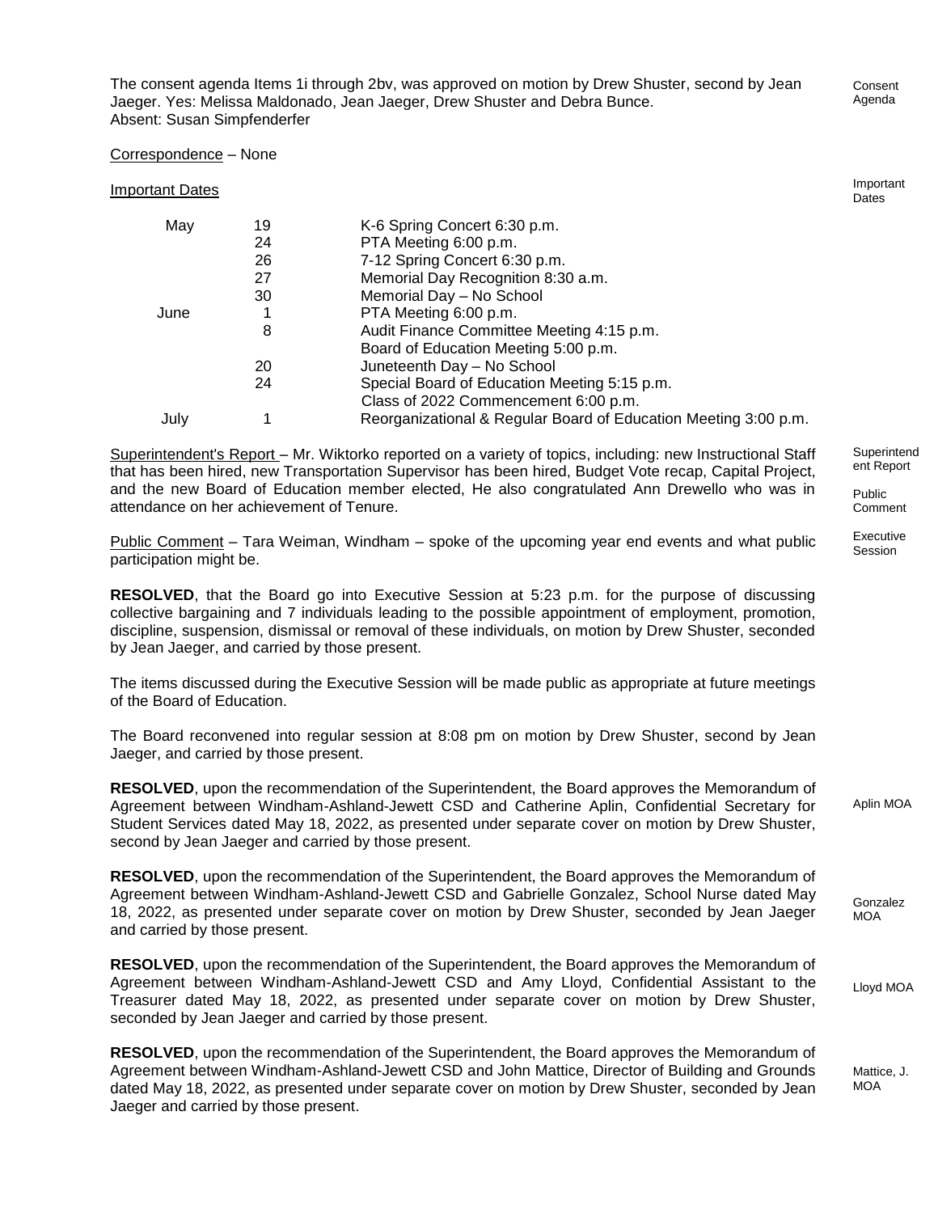The consent agenda Items 1i through 2bv, was approved on motion by Drew Shuster, second by Jean Jaeger. Yes: Melissa Maldonado, Jean Jaeger, Drew Shuster and Debra Bunce.
Absent: Susan Simpfenderfer

Consent Agenda

Correspondence – None

Important Dates

| | | |
|---|---|---|
| May | 19 | K-6 Spring Concert 6:30 p.m. |
| | 24 | PTA Meeting 6:00 p.m. |
| | 26 | 7-12 Spring Concert 6:30 p.m. |
| | 27 | Memorial Day Recognition 8:30 a.m. |
| | 30 | Memorial Day – No School |
| June | 1 | PTA Meeting 6:00 p.m. |
| | 8 | Audit Finance Committee Meeting 4:15 p.m. |
| | | Board of Education Meeting 5:00 p.m. |
| | 20 | Juneteenth Day – No School |
| | 24 | Special Board of Education Meeting 5:15 p.m. |
| | | Class of 2022 Commencement 6:00 p.m. |
| July | 1 | Reorganizational & Regular Board of Education Meeting 3:00 p.m. |

Superintendent Report

Superintendent's Report – Mr. Wiktorko reported on a variety of topics, including: new Instructional Staff that has been hired, new Transportation Supervisor has been hired, Budget Vote recap, Capital Project, and the new Board of Education member elected, He also congratulated Ann Drewello who was in attendance on her achievement of Tenure.

Public Comment

Public Comment – Tara Weiman, Windham – spoke of the upcoming year end events and what public participation might be.

Executive Session

**RESOLVED**, that the Board go into Executive Session at 5:23 p.m. for the purpose of discussing collective bargaining and 7 individuals leading to the possible appointment of employment, promotion, discipline, suspension, dismissal or removal of these individuals, on motion by Drew Shuster, seconded by Jean Jaeger, and carried by those present.

The items discussed during the Executive Session will be made public as appropriate at future meetings of the Board of Education.

The Board reconvened into regular session at 8:08 pm on motion by Drew Shuster, second by Jean Jaeger, and carried by those present.

Aplin MOA

**RESOLVED**, upon the recommendation of the Superintendent, the Board approves the Memorandum of Agreement between Windham-Ashland-Jewett CSD and Catherine Aplin, Confidential Secretary for Student Services dated May 18, 2022, as presented under separate cover on motion by Drew Shuster, second by Jean Jaeger and carried by those present.

Gonzalez MOA

**RESOLVED**, upon the recommendation of the Superintendent, the Board approves the Memorandum of Agreement between Windham-Ashland-Jewett CSD and Gabrielle Gonzalez, School Nurse dated May 18, 2022, as presented under separate cover on motion by Drew Shuster, seconded by Jean Jaeger and carried by those present.

Lloyd MOA

**RESOLVED**, upon the recommendation of the Superintendent, the Board approves the Memorandum of Agreement between Windham-Ashland-Jewett CSD and Amy Lloyd, Confidential Assistant to the Treasurer dated May 18, 2022, as presented under separate cover on motion by Drew Shuster, seconded by Jean Jaeger and carried by those present.

Mattice, J. MOA

**RESOLVED**, upon the recommendation of the Superintendent, the Board approves the Memorandum of Agreement between Windham-Ashland-Jewett CSD and John Mattice, Director of Building and Grounds dated May 18, 2022, as presented under separate cover on motion by Drew Shuster, seconded by Jean Jaeger and carried by those present.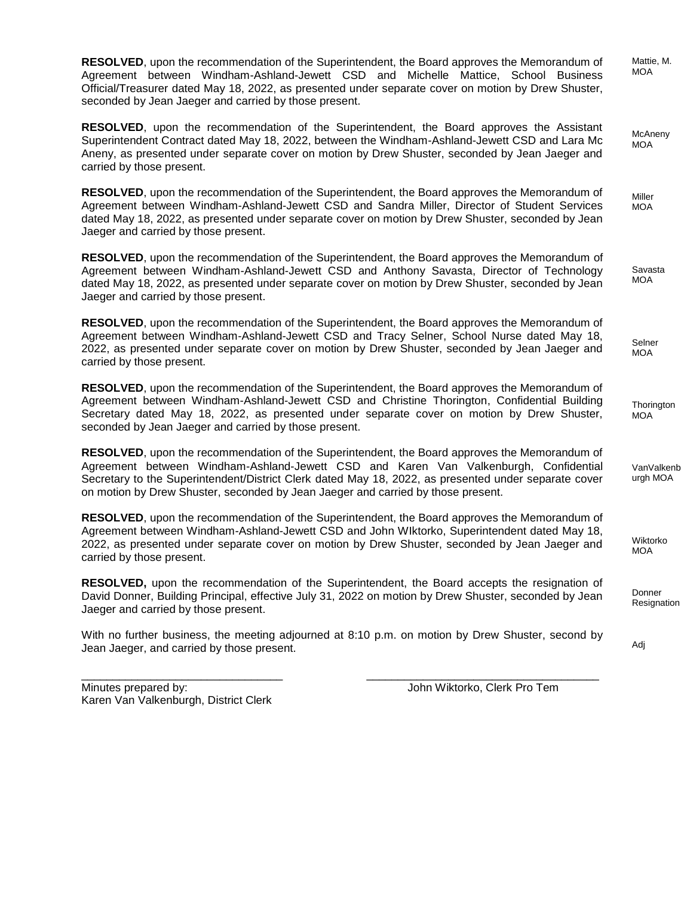**RESOLVED**, upon the recommendation of the Superintendent, the Board approves the Memorandum of Agreement between Windham-Ashland-Jewett CSD and Michelle Mattice, School Business Official/Treasurer dated May 18, 2022, as presented under separate cover on motion by Drew Shuster, seconded by Jean Jaeger and carried by those present.

Mattie, M. MOA

**RESOLVED**, upon the recommendation of the Superintendent, the Board approves the Assistant Superintendent Contract dated May 18, 2022, between the Windham-Ashland-Jewett CSD and Lara Mc Aneny, as presented under separate cover on motion by Drew Shuster, seconded by Jean Jaeger and carried by those present.

McAneny MOA

**RESOLVED**, upon the recommendation of the Superintendent, the Board approves the Memorandum of Agreement between Windham-Ashland-Jewett CSD and Sandra Miller, Director of Student Services dated May 18, 2022, as presented under separate cover on motion by Drew Shuster, seconded by Jean Jaeger and carried by those present.

Miller MOA

**RESOLVED**, upon the recommendation of the Superintendent, the Board approves the Memorandum of Agreement between Windham-Ashland-Jewett CSD and Anthony Savasta, Director of Technology dated May 18, 2022, as presented under separate cover on motion by Drew Shuster, seconded by Jean Jaeger and carried by those present.

Savasta MOA

**RESOLVED**, upon the recommendation of the Superintendent, the Board approves the Memorandum of Agreement between Windham-Ashland-Jewett CSD and Tracy Selner, School Nurse dated May 18, 2022, as presented under separate cover on motion by Drew Shuster, seconded by Jean Jaeger and carried by those present.

Selner MOA

**RESOLVED**, upon the recommendation of the Superintendent, the Board approves the Memorandum of Agreement between Windham-Ashland-Jewett CSD and Christine Thorington, Confidential Building Secretary dated May 18, 2022, as presented under separate cover on motion by Drew Shuster, seconded by Jean Jaeger and carried by those present.

Thorington MOA

**RESOLVED**, upon the recommendation of the Superintendent, the Board approves the Memorandum of Agreement between Windham-Ashland-Jewett CSD and Karen Van Valkenburgh, Confidential Secretary to the Superintendent/District Clerk dated May 18, 2022, as presented under separate cover on motion by Drew Shuster, seconded by Jean Jaeger and carried by those present.

VanValkenburgh MOA

**RESOLVED**, upon the recommendation of the Superintendent, the Board approves the Memorandum of Agreement between Windham-Ashland-Jewett CSD and John WIktorko, Superintendent dated May 18, 2022, as presented under separate cover on motion by Drew Shuster, seconded by Jean Jaeger and carried by those present.

Wiktorko MOA

**RESOLVED,** upon the recommendation of the Superintendent, the Board accepts the resignation of David Donner, Building Principal, effective July 31, 2022 on motion by Drew Shuster, seconded by Jean Jaeger and carried by those present.

Donner Resignation

With no further business, the meeting adjourned at 8:10 p.m. on motion by Drew Shuster, second by Jean Jaeger, and carried by those present.

Adj

\_\_\_\_\_\_\_\_\_\_\_\_\_\_\_\_\_\_\_\_\_\_\_\_\_\_\_\_\_\_\_\_ \_\_\_\_\_\_\_\_\_\_\_\_\_\_\_\_\_\_\_\_\_\_\_\_\_\_\_\_\_\_\_\_\_\_\_\_\_

Minutes prepared by: John Wiktorko, Clerk Pro Tem

Karen Van Valkenburgh, District Clerk